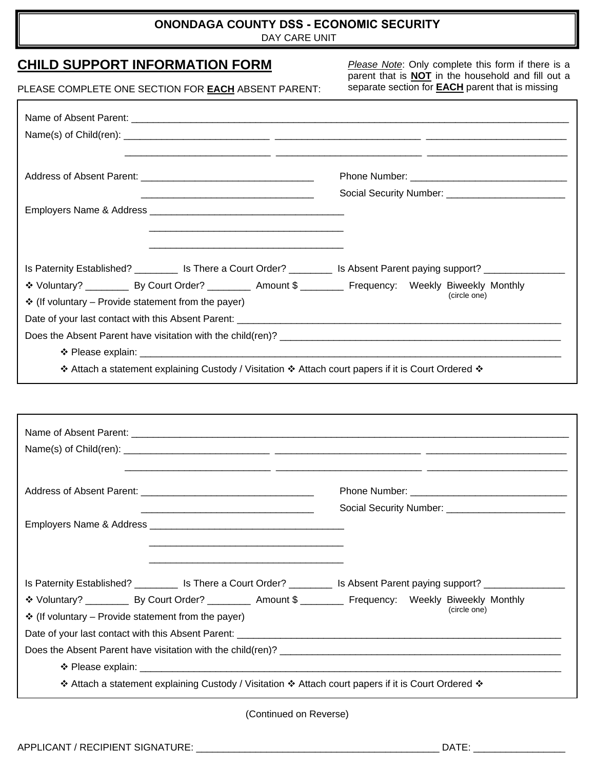**ONONDAGA COUNTY DSS - ECONOMIC SECURITY**
DAY CARE UNIT

# CHILD SUPPORT INFORMATION FORM

PLEASE COMPLETE ONE SECTION FOR **EACH** ABSENT PARENT:

*Please Note*: Only complete this form if there is a parent that is **NOT** in the household and fill out a separate section for **EACH** parent that is missing

Name of Absent Parent: ______________________________________________________________________________

Name(s) of Child(ren): __________________________ __________________________ __________________________

__________________________ __________________________ __________________________

Address of Absent Parent: _______________________________ Phone Number: ____________________________

_______________________________ Social Security Number: ______________________

Employers Name & Address ___________________________________

___________________________________

___________________________________

Is Paternity Established? ________ Is There a Court Order? ________ Is Absent Parent paying support? _______________

❖ Voluntary? ________ By Court Order? ________ Amount $ ________ Frequency: Weekly Biweekly Monthly (circle one)

❖ (If voluntary – Provide statement from the payer)

Date of your last contact with this Absent Parent: ___________________________________________________________

Does the Absent Parent have visitation with the child(ren)? ___________________________________________________

❖ Please explain: ___________________________________________________________________________

❖ Attach a statement explaining Custody / Visitation ❖ Attach court papers if it is Court Ordered ❖

---

Name of Absent Parent: ______________________________________________________________________________

Name(s) of Child(ren): __________________________ __________________________ __________________________

__________________________ __________________________ __________________________

Address of Absent Parent: _______________________________ Phone Number: ____________________________

_______________________________ Social Security Number: ______________________

Employers Name & Address ___________________________________

___________________________________

___________________________________

Is Paternity Established? ________ Is There a Court Order? ________ Is Absent Parent paying support? _______________

❖ Voluntary? ________ By Court Order? ________ Amount $ ________ Frequency: Weekly Biweekly Monthly (circle one)

❖ (If voluntary – Provide statement from the payer)

Date of your last contact with this Absent Parent: ___________________________________________________________

Does the Absent Parent have visitation with the child(ren)? ___________________________________________________

❖ Please explain: ___________________________________________________________________________

❖ Attach a statement explaining Custody / Visitation ❖ Attach court papers if it is Court Ordered ❖

(Continued on Reverse)

APPLICANT / RECIPIENT SIGNATURE: ____________________________________________ DATE: ________________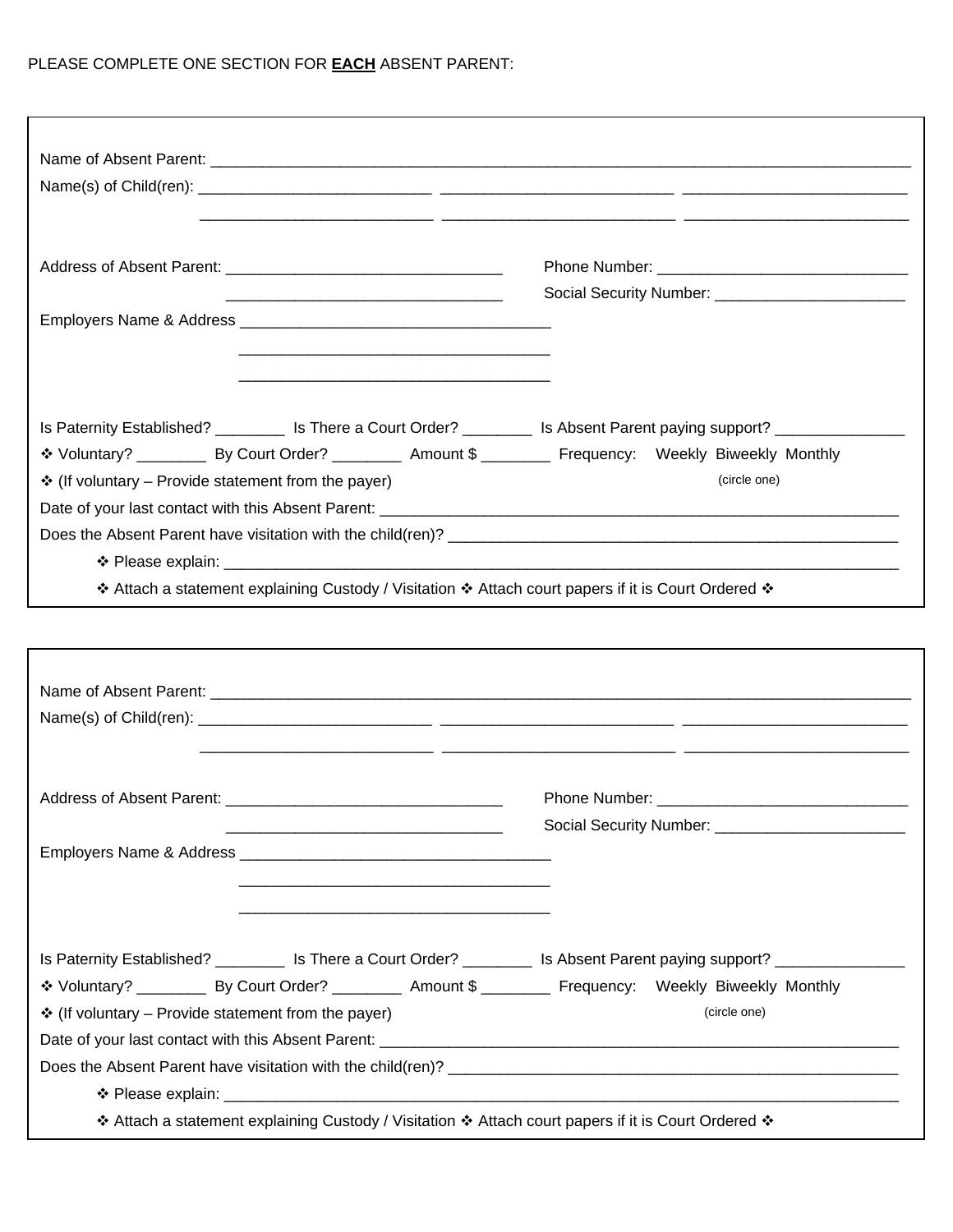PLEASE COMPLETE ONE SECTION FOR **EACH** ABSENT PARENT:

---

Name of Absent Parent: ____________________________________________

Name(s) of Child(ren): ____________________ ____________________ ____________________

____________________ ____________________ ____________________

Address of Absent Parent: ____________________________ Phone Number: ____________________________

____________________________ Social Security Number: ____________________

Employers Name & Address ____________________________

____________________________

____________________________

Is Paternity Established? ________ Is There a Court Order? ________ Is Absent Parent paying support? ____________

❖ Voluntary? ________ By Court Order? ________ Amount $ ________ Frequency: Weekly Biweekly Monthly (circle one)

❖ (If voluntary – Provide statement from the payer)

Date of your last contact with this Absent Parent: ____________________________________________

Does the Absent Parent have visitation with the child(ren)? ____________________________________________

❖ Please explain: ____________________________________________

❖ Attach a statement explaining Custody / Visitation ❖ Attach court papers if it is Court Ordered ❖

---

Name of Absent Parent: ____________________________________________

Name(s) of Child(ren): ____________________ ____________________ ____________________

____________________ ____________________ ____________________

Address of Absent Parent: ____________________________ Phone Number: ____________________________

____________________________ Social Security Number: ____________________

Employers Name & Address ____________________________

____________________________

____________________________

Is Paternity Established? ________ Is There a Court Order? ________ Is Absent Parent paying support? ____________

❖ Voluntary? ________ By Court Order? ________ Amount $ ________ Frequency: Weekly Biweekly Monthly (circle one)

❖ (If voluntary – Provide statement from the payer)

Date of your last contact with this Absent Parent: ____________________________________________

Does the Absent Parent have visitation with the child(ren)? ____________________________________________

❖ Please explain: ____________________________________________

❖ Attach a statement explaining Custody / Visitation ❖ Attach court papers if it is Court Ordered ❖